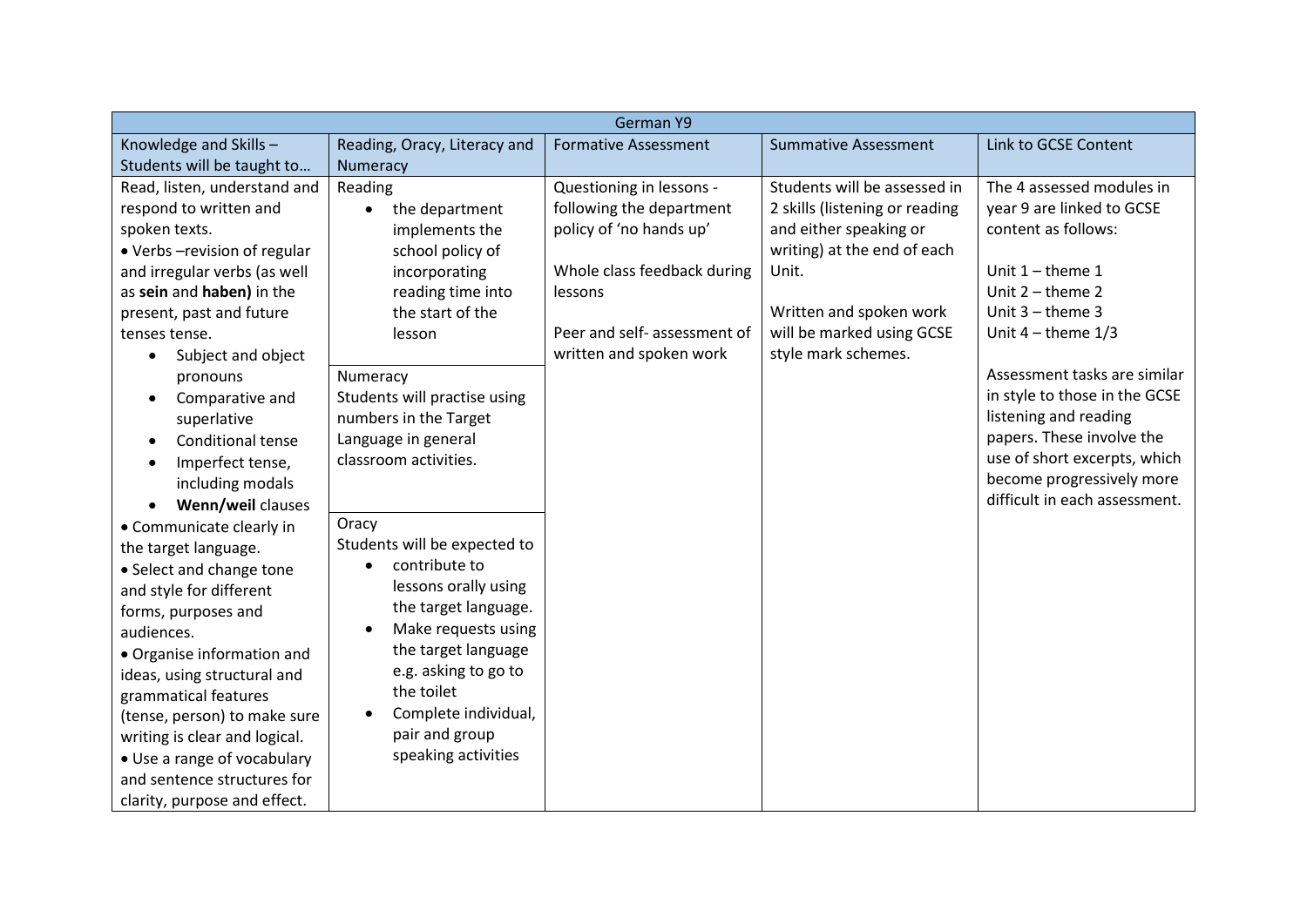| German Y9 | | | | |
|---|---|---|---|---|
| Knowledge and Skills – Students will be taught to… | Reading, Oracy, Literacy and Numeracy | Formative Assessment | Summative Assessment | Link to GCSE Content |
| Read, listen, understand and respond to written and spoken texts.<br>• Verbs –revision of regular and irregular verbs (as well as **sein** and **haben)** in the present, past and future tenses tense.<br>• Subject and object pronouns<br>• Comparative and superlative<br>• Conditional tense<br>• Imperfect tense, including modals<br>• **Wenn/weil** clauses<br>• Communicate clearly in the target language.<br>• Select and change tone and style for different forms, purposes and audiences.<br>• Organise information and ideas, using structural and grammatical features (tense, person) to make sure writing is clear and logical.<br>• Use a range of vocabulary and sentence structures for clarity, purpose and effect. | Reading<br>• the department implements the school policy of incorporating reading time into the start of the lesson<br><br>Numeracy<br>Students will practise using numbers in the Target Language in general classroom activities.<br><br>Oracy<br>Students will be expected to<br>• contribute to lessons orally using the target language.<br>• Make requests using the target language e.g. asking to go to the toilet<br>• Complete individual, pair and group speaking activities | Questioning in lessons - following the department policy of 'no hands up'<br><br>Whole class feedback during lessons<br><br>Peer and self- assessment of written and spoken work | Students will be assessed in 2 skills (listening or reading and either speaking or writing) at the end of each Unit.<br><br>Written and spoken work will be marked using GCSE style mark schemes. | The 4 assessed modules in year 9 are linked to GCSE content as follows:<br><br>Unit 1 – theme 1<br>Unit 2 – theme 2<br>Unit 3 – theme 3<br>Unit 4 – theme 1/3<br><br>Assessment tasks are similar in style to those in the GCSE listening and reading papers. These involve the use of short excerpts, which become progressively more difficult in each assessment. |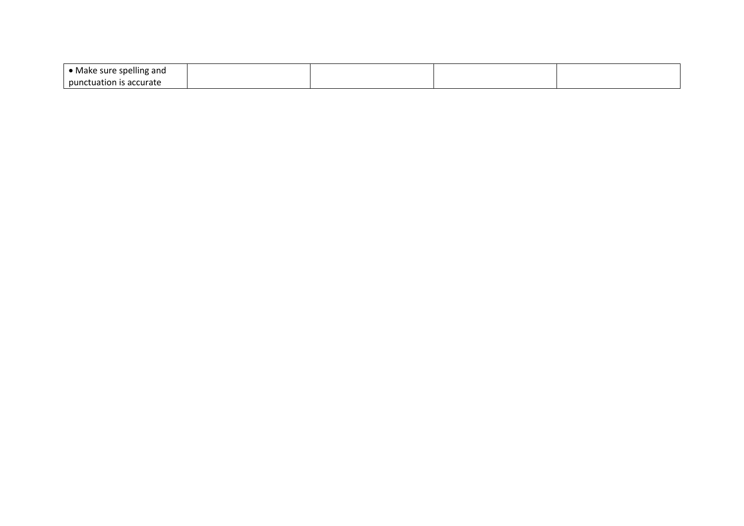| | | | | |
|---|---|---|---|---|
| • Make sure spelling and punctuation is accurate | | | | |